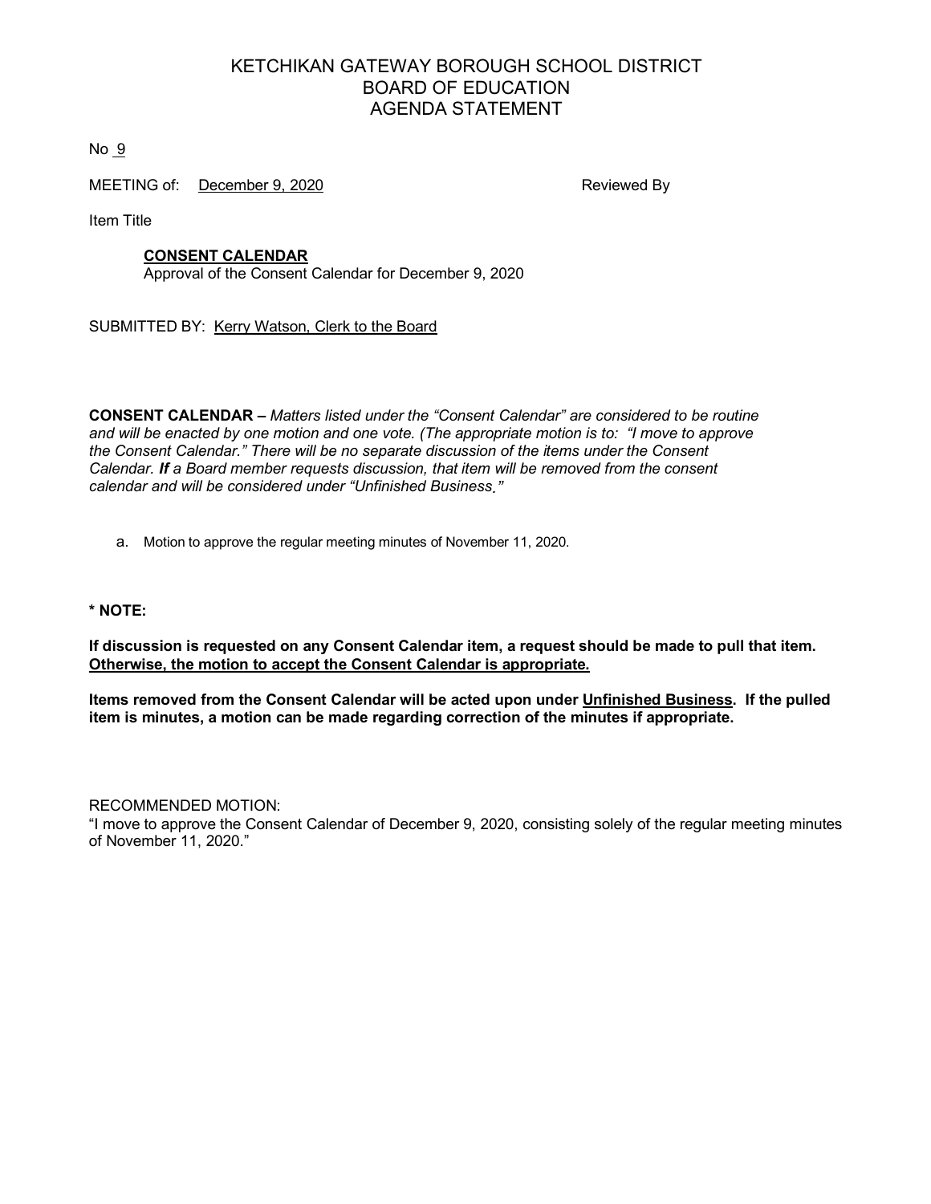# KETCHIKAN GATEWAY BOROUGH SCHOOL DISTRICT
# BOARD OF EDUCATION
# AGENDA STATEMENT

No 9

MEETING of: December 9, 2020 Reviewed By

Item Title

**CONSENT CALENDAR**
Approval of the Consent Calendar for December 9, 2020

SUBMITTED BY: Kerry Watson, Clerk to the Board

**CONSENT CALENDAR –** *Matters listed under the "Consent Calendar" are considered to be routine and will be enacted by one motion and one vote. (The appropriate motion is to: "I move to approve the Consent Calendar." There will be no separate discussion of the items under the Consent Calendar.* ***If*** *a Board member requests discussion, that item will be removed from the consent calendar and will be considered under "Unfinished Business."*

a. Motion to approve the regular meeting minutes of November 11, 2020.

**\* NOTE:**

**If discussion is requested on any Consent Calendar item, a request should be made to pull that item. Otherwise, the motion to accept the Consent Calendar is appropriate.**

**Items removed from the Consent Calendar will be acted upon under Unfinished Business. If the pulled item is minutes, a motion can be made regarding correction of the minutes if appropriate.**

RECOMMENDED MOTION:
"I move to approve the Consent Calendar of December 9, 2020, consisting solely of the regular meeting minutes of November 11, 2020."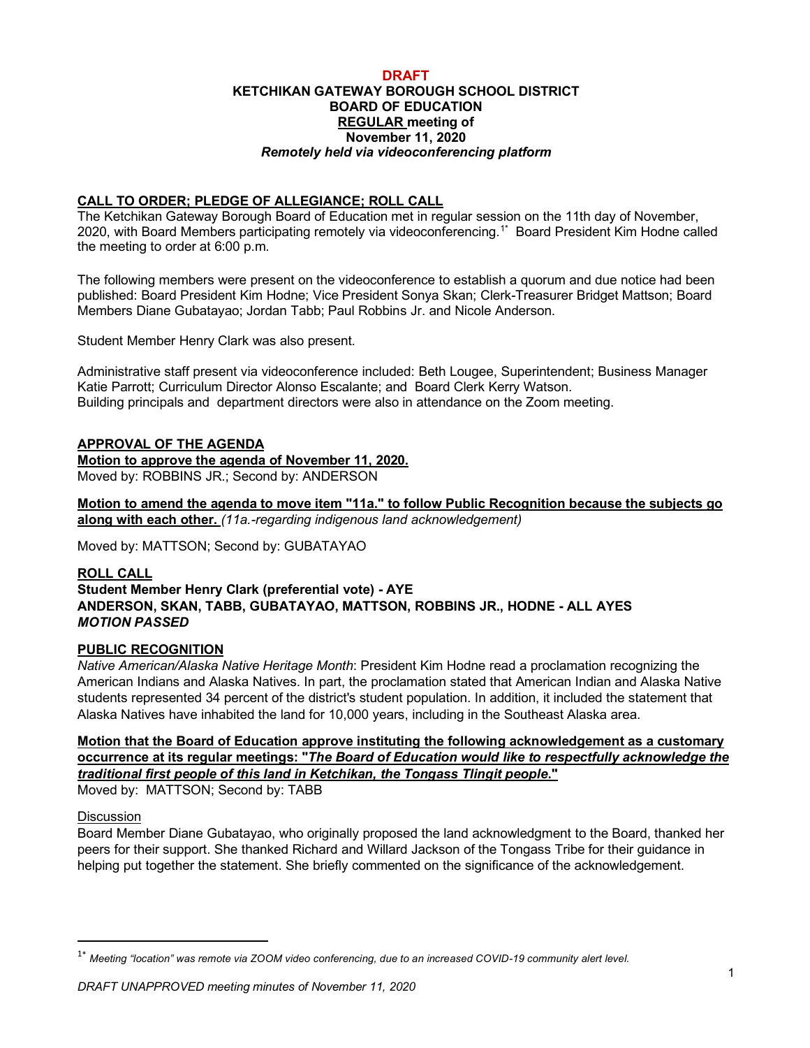**DRAFT**

**KETCHIKAN GATEWAY BOROUGH SCHOOL DISTRICT**
**BOARD OF EDUCATION**
**REGULAR meeting of**
**November 11, 2020**
***Remotely held via videoconferencing platform***

## CALL TO ORDER; PLEDGE OF ALLEGIANCE; ROLL CALL

The Ketchikan Gateway Borough Board of Education met in regular session on the 11th day of November, 2020, with Board Members participating remotely via videoconferencing.[1*] Board President Kim Hodne called the meeting to order at 6:00 p.m.

The following members were present on the videoconference to establish a quorum and due notice had been published: Board President Kim Hodne; Vice President Sonya Skan; Clerk-Treasurer Bridget Mattson; Board Members Diane Gubatayao; Jordan Tabb; Paul Robbins Jr. and Nicole Anderson.

Student Member Henry Clark was also present.

Administrative staff present via videoconference included: Beth Lougee, Superintendent; Business Manager Katie Parrott; Curriculum Director Alonso Escalante; and Board Clerk Kerry Watson.
Building principals and department directors were also in attendance on the Zoom meeting.

## APPROVAL OF THE AGENDA

**Motion to approve the agenda of November 11, 2020.**
Moved by: ROBBINS JR.; Second by: ANDERSON

**Motion to amend the agenda to move item "11a." to follow Public Recognition because the subjects go along with each other.** *(11a.-regarding indigenous land acknowledgement)*

Moved by: MATTSON; Second by: GUBATAYAO

**ROLL CALL**
**Student Member Henry Clark (preferential vote) - AYE**
**ANDERSON, SKAN, TABB, GUBATAYAO, MATTSON, ROBBINS JR., HODNE - ALL AYES**
***MOTION PASSED***

## PUBLIC RECOGNITION

*Native American/Alaska Native Heritage Month*: President Kim Hodne read a proclamation recognizing the American Indians and Alaska Natives. In part, the proclamation stated that American Indian and Alaska Native students represented 34 percent of the district's student population. In addition, it included the statement that Alaska Natives have inhabited the land for 10,000 years, including in the Southeast Alaska area.

**Motion that the Board of Education approve instituting the following acknowledgement as a customary occurrence at its regular meetings: "*The Board of Education would like to respectfully acknowledge the traditional first people of this land in Ketchikan, the Tongass Tlingit people*."**
Moved by: MATTSON; Second by: TABB

Discussion
Board Member Diane Gubatayao, who originally proposed the land acknowledgment to the Board, thanked her peers for their support. She thanked Richard and Willard Jackson of the Tongass Tribe for their guidance in helping put together the statement. She briefly commented on the significance of the acknowledgement.

[1*] *Meeting "location" was remote via ZOOM video conferencing, due to an increased COVID-19 community alert level.*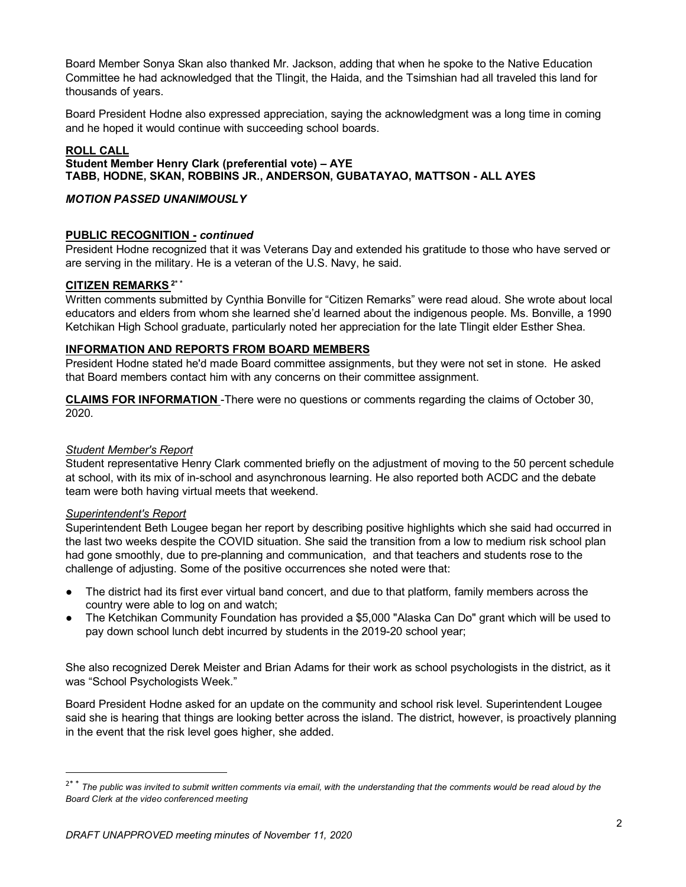Board Member Sonya Skan also thanked Mr. Jackson, adding that when he spoke to the Native Education Committee he had acknowledged that the Tlingit, the Haida, and the Tsimshian had all traveled this land for thousands of years.

Board President Hodne also expressed appreciation, saying the acknowledgment was a long time in coming and he hoped it would continue with succeeding school boards.

**ROLL CALL**
**Student Member Henry Clark (preferential vote) – AYE**
**TABB, HODNE, SKAN, ROBBINS JR., ANDERSON, GUBATAYAO, MATTSON - ALL AYES**

***MOTION PASSED UNANIMOUSLY***

**PUBLIC RECOGNITION -** ***continued***
President Hodne recognized that it was Veterans Day and extended his gratitude to those who have served or are serving in the military. He is a veteran of the U.S. Navy, he said.

**CITIZEN REMARKS** [2**]
Written comments submitted by Cynthia Bonville for "Citizen Remarks" were read aloud. She wrote about local educators and elders from whom she learned she'd learned about the indigenous people. Ms. Bonville, a 1990 Ketchikan High School graduate, particularly noted her appreciation for the late Tlingit elder Esther Shea.

**INFORMATION AND REPORTS FROM BOARD MEMBERS**
President Hodne stated he'd made Board committee assignments, but they were not set in stone. He asked that Board members contact him with any concerns on their committee assignment.

**CLAIMS FOR INFORMATION** -There were no questions or comments regarding the claims of October 30, 2020.

*Student Member's Report*
Student representative Henry Clark commented briefly on the adjustment of moving to the 50 percent schedule at school, with its mix of in-school and asynchronous learning. He also reported both ACDC and the debate team were both having virtual meets that weekend.

*Superintendent's Report*
Superintendent Beth Lougee began her report by describing positive highlights which she said had occurred in the last two weeks despite the COVID situation. She said the transition from a low to medium risk school plan had gone smoothly, due to pre-planning and communication, and that teachers and students rose to the challenge of adjusting. Some of the positive occurrences she noted were that:

- The district had its first ever virtual band concert, and due to that platform, family members across the country were able to log on and watch;
- The Ketchikan Community Foundation has provided a $5,000 "Alaska Can Do" grant which will be used to pay down school lunch debt incurred by students in the 2019-20 school year;

She also recognized Derek Meister and Brian Adams for their work as school psychologists in the district, as it was "School Psychologists Week."

Board President Hodne asked for an update on the community and school risk level. Superintendent Lougee said she is hearing that things are looking better across the island. The district, however, is proactively planning in the event that the risk level goes higher, she added.

---

[2**] *The public was invited to submit written comments via email, with the understanding that the comments would be read aloud by the Board Clerk at the video conferenced meeting*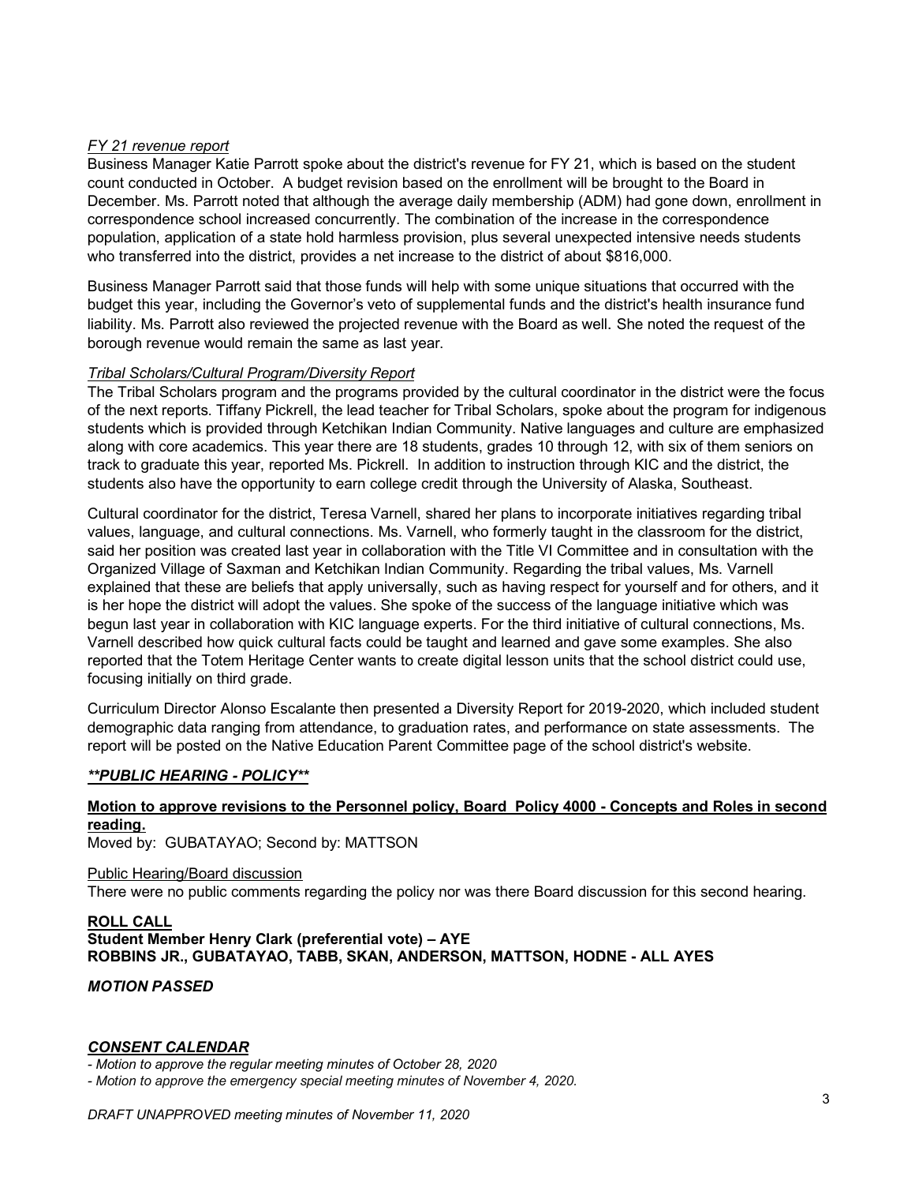*FY 21 revenue report*

Business Manager Katie Parrott spoke about the district's revenue for FY 21, which is based on the student count conducted in October. A budget revision based on the enrollment will be brought to the Board in December. Ms. Parrott noted that although the average daily membership (ADM) had gone down, enrollment in correspondence school increased concurrently. The combination of the increase in the correspondence population, application of a state hold harmless provision, plus several unexpected intensive needs students who transferred into the district, provides a net increase to the district of about $816,000.

Business Manager Parrott said that those funds will help with some unique situations that occurred with the budget this year, including the Governor's veto of supplemental funds and the district's health insurance fund liability. Ms. Parrott also reviewed the projected revenue with the Board as well. She noted the request of the borough revenue would remain the same as last year.

*Tribal Scholars/Cultural Program/Diversity Report*

The Tribal Scholars program and the programs provided by the cultural coordinator in the district were the focus of the next reports. Tiffany Pickrell, the lead teacher for Tribal Scholars, spoke about the program for indigenous students which is provided through Ketchikan Indian Community. Native languages and culture are emphasized along with core academics. This year there are 18 students, grades 10 through 12, with six of them seniors on track to graduate this year, reported Ms. Pickrell. In addition to instruction through KIC and the district, the students also have the opportunity to earn college credit through the University of Alaska, Southeast.

Cultural coordinator for the district, Teresa Varnell, shared her plans to incorporate initiatives regarding tribal values, language, and cultural connections. Ms. Varnell, who formerly taught in the classroom for the district, said her position was created last year in collaboration with the Title VI Committee and in consultation with the Organized Village of Saxman and Ketchikan Indian Community. Regarding the tribal values, Ms. Varnell explained that these are beliefs that apply universally, such as having respect for yourself and for others, and it is her hope the district will adopt the values. She spoke of the success of the language initiative which was begun last year in collaboration with KIC language experts. For the third initiative of cultural connections, Ms. Varnell described how quick cultural facts could be taught and learned and gave some examples. She also reported that the Totem Heritage Center wants to create digital lesson units that the school district could use, focusing initially on third grade.

Curriculum Director Alonso Escalante then presented a Diversity Report for 2019-2020, which included student demographic data ranging from attendance, to graduation rates, and performance on state assessments. The report will be posted on the Native Education Parent Committee page of the school district's website.

***\*\*PUBLIC HEARING - POLICY\*\****

**Motion to approve revisions to the Personnel policy, Board Policy 4000 - Concepts and Roles in second reading.**

Moved by: GUBATAYAO; Second by: MATTSON

Public Hearing/Board discussion

There were no public comments regarding the policy nor was there Board discussion for this second hearing.

**ROLL CALL**

**Student Member Henry Clark (preferential vote) – AYE**

**ROBBINS JR., GUBATAYAO, TABB, SKAN, ANDERSON, MATTSON, HODNE - ALL AYES**

***MOTION PASSED***

***CONSENT CALENDAR***

*- Motion to approve the regular meeting minutes of October 28, 2020*

*- Motion to approve the emergency special meeting minutes of November 4, 2020.*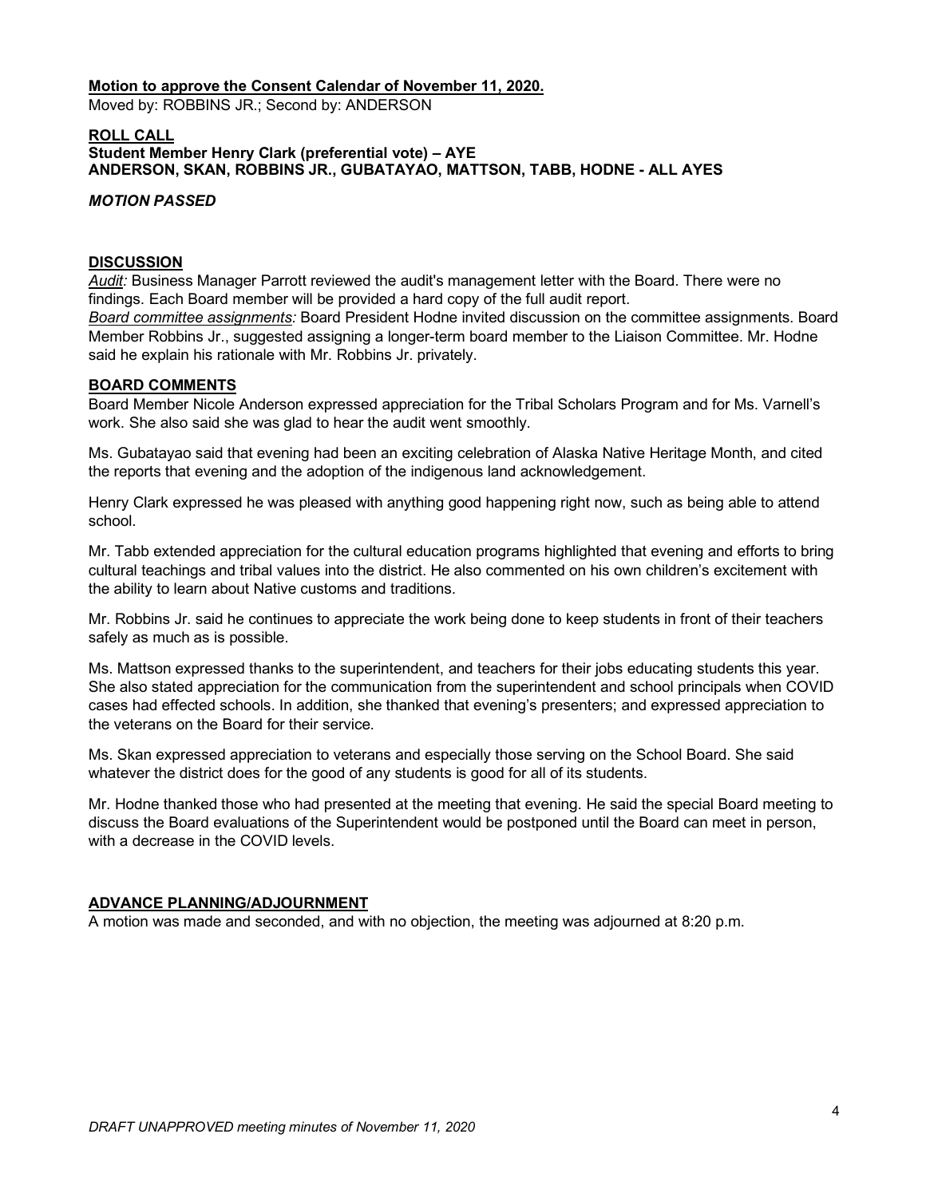**Motion to approve the Consent Calendar of November 11, 2020.**
Moved by: ROBBINS JR.; Second by: ANDERSON

**ROLL CALL**
**Student Member Henry Clark (preferential vote) – AYE**
**ANDERSON, SKAN, ROBBINS JR., GUBATAYAO, MATTSON, TABB, HODNE - ALL AYES**

***MOTION PASSED***

**DISCUSSION**
*Audit:* Business Manager Parrott reviewed the audit's management letter with the Board. There were no findings. Each Board member will be provided a hard copy of the full audit report.
*Board committee assignments:* Board President Hodne invited discussion on the committee assignments. Board Member Robbins Jr., suggested assigning a longer-term board member to the Liaison Committee. Mr. Hodne said he explain his rationale with Mr. Robbins Jr. privately.

**BOARD COMMENTS**
Board Member Nicole Anderson expressed appreciation for the Tribal Scholars Program and for Ms. Varnell's work. She also said she was glad to hear the audit went smoothly.

Ms. Gubatayao said that evening had been an exciting celebration of Alaska Native Heritage Month, and cited the reports that evening and the adoption of the indigenous land acknowledgement.

Henry Clark expressed he was pleased with anything good happening right now, such as being able to attend school.

Mr. Tabb extended appreciation for the cultural education programs highlighted that evening and efforts to bring cultural teachings and tribal values into the district. He also commented on his own children's excitement with the ability to learn about Native customs and traditions.

Mr. Robbins Jr. said he continues to appreciate the work being done to keep students in front of their teachers safely as much as is possible.

Ms. Mattson expressed thanks to the superintendent, and teachers for their jobs educating students this year. She also stated appreciation for the communication from the superintendent and school principals when COVID cases had effected schools. In addition, she thanked that evening's presenters; and expressed appreciation to the veterans on the Board for their service.

Ms. Skan expressed appreciation to veterans and especially those serving on the School Board. She said whatever the district does for the good of any students is good for all of its students.

Mr. Hodne thanked those who had presented at the meeting that evening. He said the special Board meeting to discuss the Board evaluations of the Superintendent would be postponed until the Board can meet in person, with a decrease in the COVID levels.

**ADVANCE PLANNING/ADJOURNMENT**
A motion was made and seconded, and with no objection, the meeting was adjourned at 8:20 p.m.